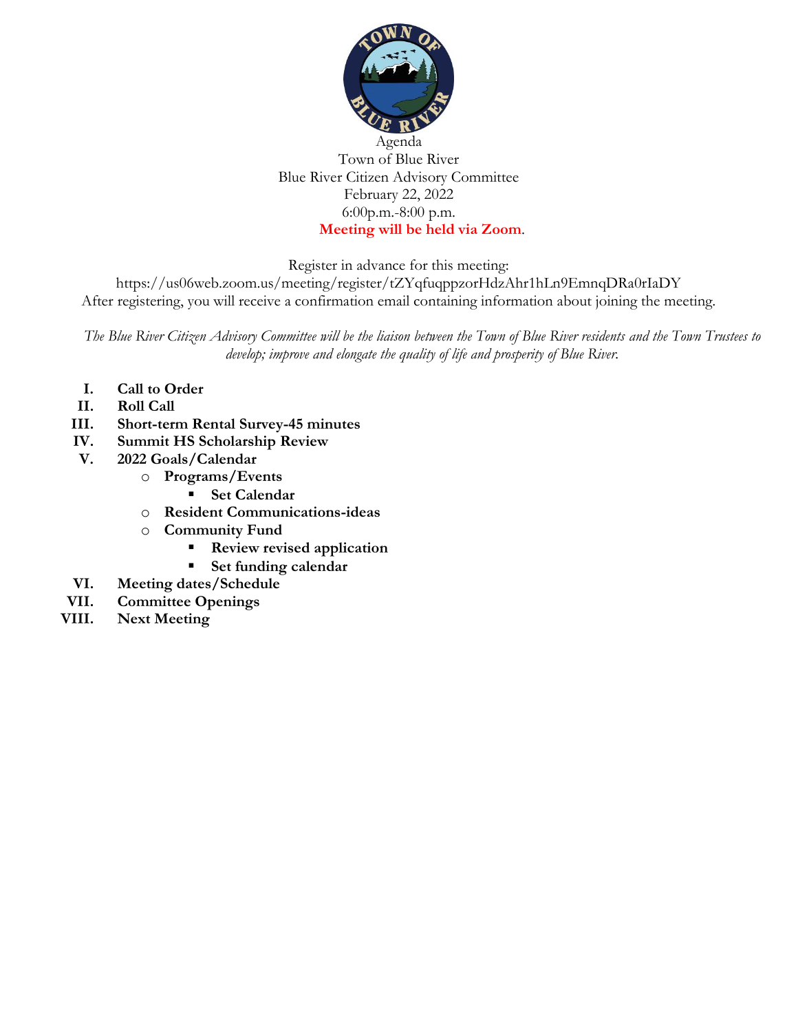Agenda
Town of Blue River
Blue River Citizen Advisory Committee
February 22, 2022
6:00p.m.-8:00 p.m.
**Meeting will be held via Zoom**.

Register in advance for this meeting:
https://us06web.zoom.us/meeting/register/tZYqfuqppzorHdzAhr1hLn9EmnqDRa0rIaDY
After registering, you will receive a confirmation email containing information about joining the meeting.

*The Blue River Citizen Advisory Committee will be the liaison between the Town of Blue River residents and the Town Trustees to develop; improve and elongate the quality of life and prosperity of Blue River.*

I. **Call to Order**
II. **Roll Call**
III. **Short-term Rental Survey-45 minutes**
IV. **Summit HS Scholarship Review**
V. **2022 Goals/Calendar**
   - **Programs/Events**
     - **Set Calendar**
   - **Resident Communications-ideas**
   - **Community Fund**
     - **Review revised application**
     - **Set funding calendar**

VI. **Meeting dates/Schedule**
VII. **Committee Openings**
VIII. **Next Meeting**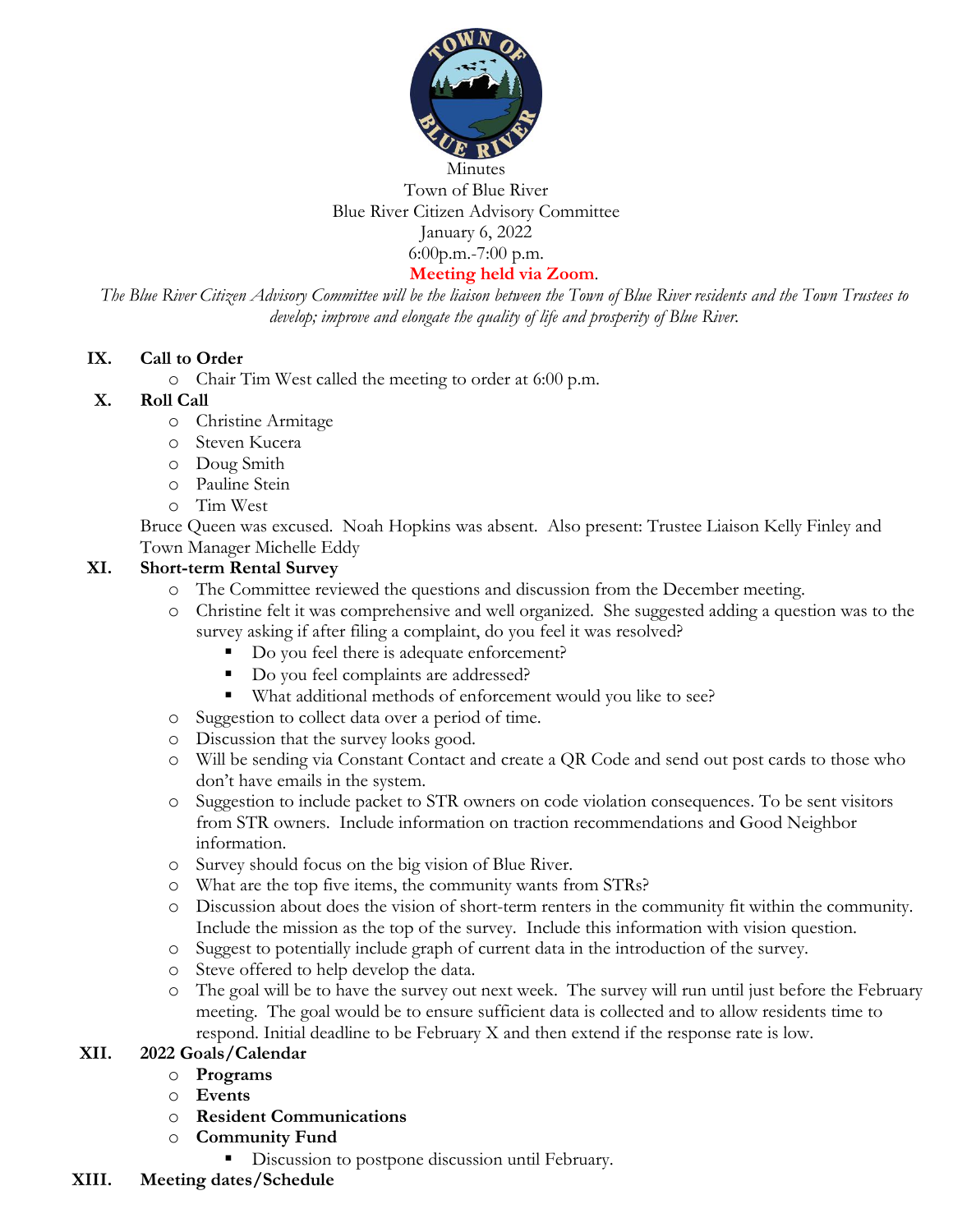Minutes
Town of Blue River
Blue River Citizen Advisory Committee
January 6, 2022
6:00p.m.-7:00 p.m.
**Meeting held via Zoom**.

*The Blue River Citizen Advisory Committee will be the liaison between the Town of Blue River residents and the Town Trustees to develop; improve and elongate the quality of life and prosperity of Blue River.*

**IX. Call to Order**

- Chair Tim West called the meeting to order at 6:00 p.m.

**X. Roll Call**

- Christine Armitage
- Steven Kucera
- Doug Smith
- Pauline Stein
- Tim West

Bruce Queen was excused. Noah Hopkins was absent. Also present: Trustee Liaison Kelly Finley and Town Manager Michelle Eddy

**XI. Short-term Rental Survey**

- The Committee reviewed the questions and discussion from the December meeting.
- Christine felt it was comprehensive and well organized. She suggested adding a question was to the survey asking if after filing a complaint, do you feel it was resolved?
  - Do you feel there is adequate enforcement?
  - Do you feel complaints are addressed?
  - What additional methods of enforcement would you like to see?
- Suggestion to collect data over a period of time.
- Discussion that the survey looks good.
- Will be sending via Constant Contact and create a QR Code and send out post cards to those who don't have emails in the system.
- Suggestion to include packet to STR owners on code violation consequences. To be sent visitors from STR owners. Include information on traction recommendations and Good Neighbor information.
- Survey should focus on the big vision of Blue River.
- What are the top five items, the community wants from STRs?
- Discussion about does the vision of short-term renters in the community fit within the community. Include the mission as the top of the survey. Include this information with vision question.
- Suggest to potentially include graph of current data in the introduction of the survey.
- Steve offered to help develop the data.
- The goal will be to have the survey out next week. The survey will run until just before the February meeting. The goal would be to ensure sufficient data is collected and to allow residents time to respond. Initial deadline to be February X and then extend if the response rate is low.

**XII. 2022 Goals/Calendar**

- **Programs**
- **Events**
- **Resident Communications**
- **Community Fund**
  - Discussion to postpone discussion until February.

**XIII. Meeting dates/Schedule**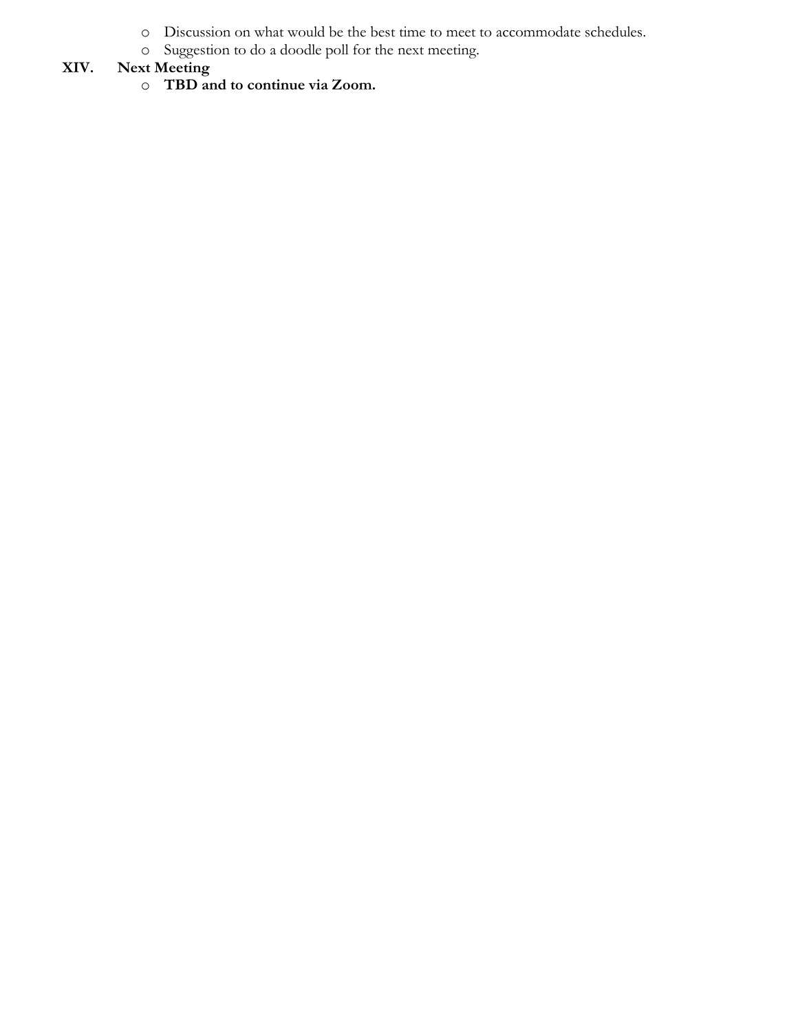- Discussion on what would be the best time to meet to accommodate schedules.
- Suggestion to do a doodle poll for the next meeting.

**XIV. Next Meeting**

- **TBD and to continue via Zoom.**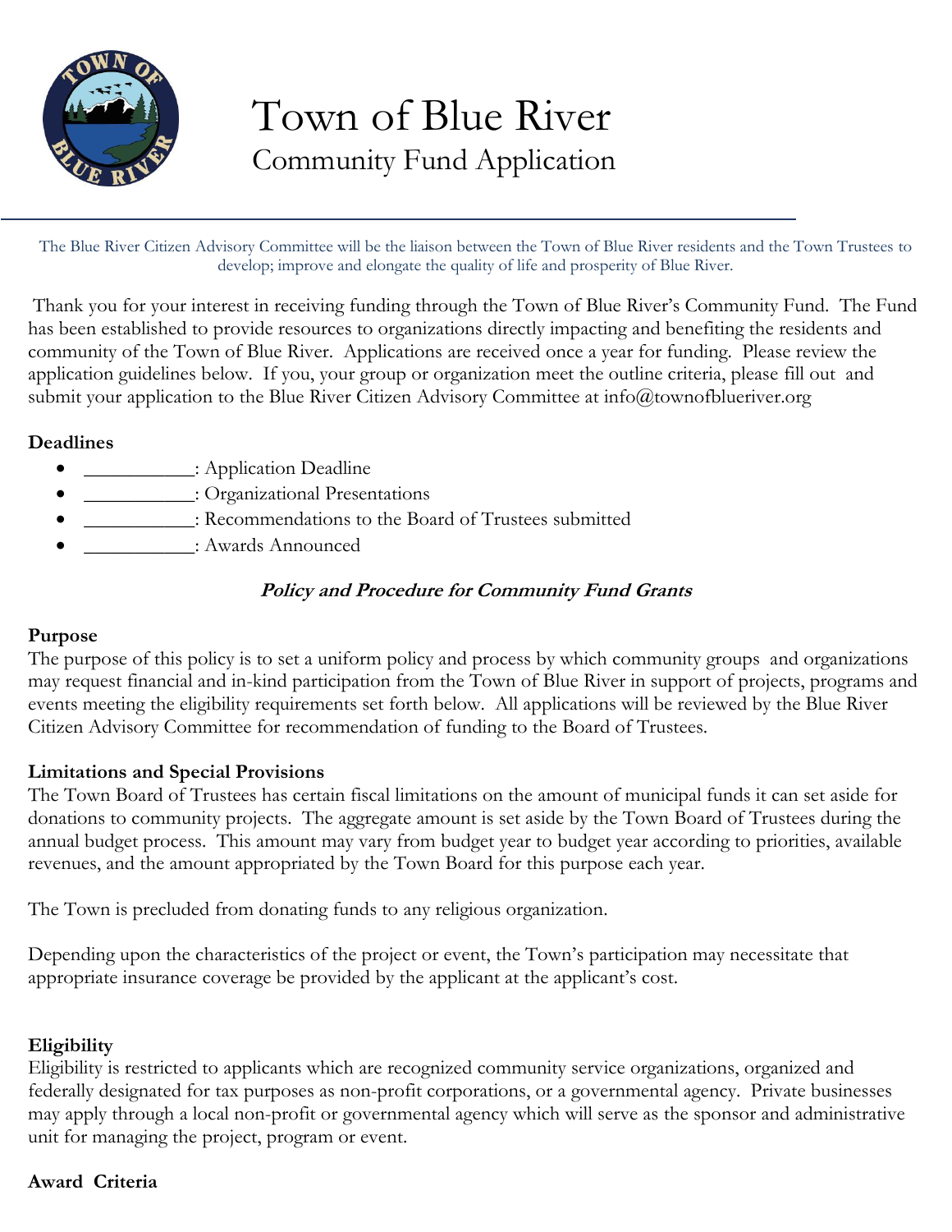# Town of Blue River

## Community Fund Application

The Blue River Citizen Advisory Committee will be the liaison between the Town of Blue River residents and the Town Trustees to develop; improve and elongate the quality of life and prosperity of Blue River.

Thank you for your interest in receiving funding through the Town of Blue River's Community Fund. The Fund has been established to provide resources to organizations directly impacting and benefiting the residents and community of the Town of Blue River. Applications are received once a year for funding. Please review the application guidelines below. If you, your group or organization meet the outline criteria, please fill out and submit your application to the Blue River Citizen Advisory Committee at info@townofblueriver.org

**Deadlines**

- ___________: Application Deadline
- ___________: Organizational Presentations
- ___________: Recommendations to the Board of Trustees submitted
- ___________: Awards Announced

***Policy and Procedure for Community Fund Grants***

**Purpose**

The purpose of this policy is to set a uniform policy and process by which community groups and organizations may request financial and in-kind participation from the Town of Blue River in support of projects, programs and events meeting the eligibility requirements set forth below. All applications will be reviewed by the Blue River Citizen Advisory Committee for recommendation of funding to the Board of Trustees.

**Limitations and Special Provisions**

The Town Board of Trustees has certain fiscal limitations on the amount of municipal funds it can set aside for donations to community projects. The aggregate amount is set aside by the Town Board of Trustees during the annual budget process. This amount may vary from budget year to budget year according to priorities, available revenues, and the amount appropriated by the Town Board for this purpose each year.

The Town is precluded from donating funds to any religious organization.

Depending upon the characteristics of the project or event, the Town's participation may necessitate that appropriate insurance coverage be provided by the applicant at the applicant's cost.

**Eligibility**

Eligibility is restricted to applicants which are recognized community service organizations, organized and federally designated for tax purposes as non-profit corporations, or a governmental agency. Private businesses may apply through a local non-profit or governmental agency which will serve as the sponsor and administrative unit for managing the project, program or event.

**Award Criteria**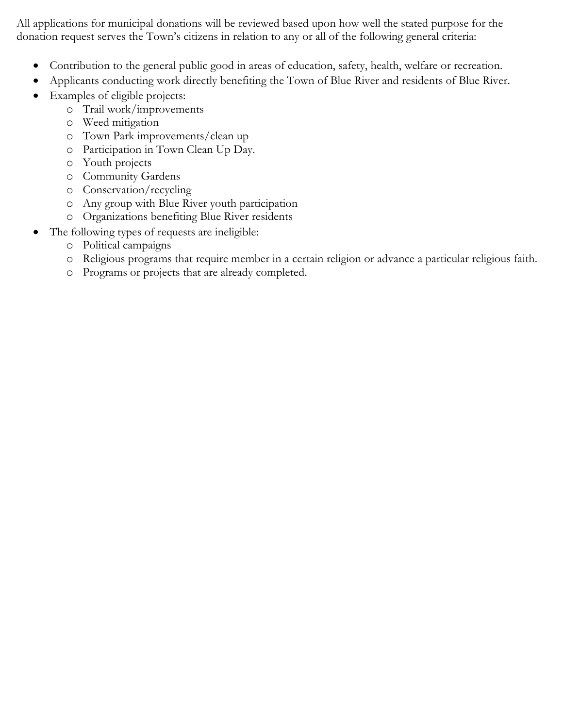All applications for municipal donations will be reviewed based upon how well the stated purpose for the donation request serves the Town's citizens in relation to any or all of the following general criteria:

- Contribution to the general public good in areas of education, safety, health, welfare or recreation.
- Applicants conducting work directly benefiting the Town of Blue River and residents of Blue River.
- Examples of eligible projects:
  - Trail work/improvements
  - Weed mitigation
  - Town Park improvements/clean up
  - Participation in Town Clean Up Day.
  - Youth projects
  - Community Gardens
  - Conservation/recycling
  - Any group with Blue River youth participation
  - Organizations benefiting Blue River residents
- The following types of requests are ineligible:
  - Political campaigns
  - Religious programs that require member in a certain religion or advance a particular religious faith.
  - Programs or projects that are already completed.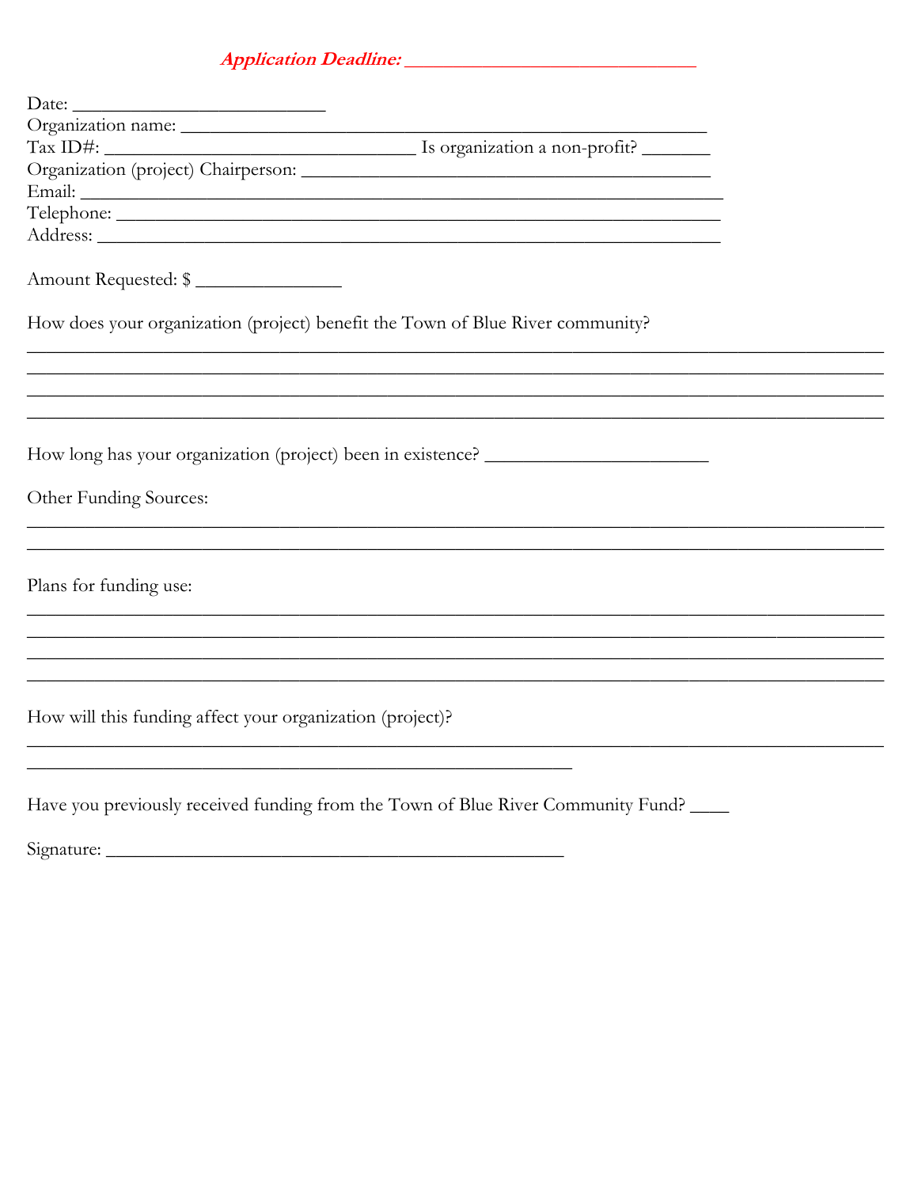***Application Deadline: ______________________________***

Date: __________________________
Organization name: ______________________________________________________
Tax ID#: ________________________________ Is organization a non-profit? _______
Organization (project) Chairperson: ____________________________________________
Email: __________________________________________________________________
Telephone: _______________________________________________________________
Address: _________________________________________________________________

Amount Requested: $ _______________

How does your organization (project) benefit the Town of Blue River community?

________________________________________________________________________________________
________________________________________________________________________________________
________________________________________________________________________________________
________________________________________________________________________________________

How long has your organization (project) been in existence? _______________________

Other Funding Sources:

________________________________________________________________________________________
________________________________________________________________________________________

Plans for funding use:

________________________________________________________________________________________
________________________________________________________________________________________
________________________________________________________________________________________
________________________________________________________________________________________

How will this funding affect your organization (project)?

________________________________________________________________________________________
________________________________________________________

Have you previously received funding from the Town of Blue River Community Fund? ____

Signature: _______________________________________________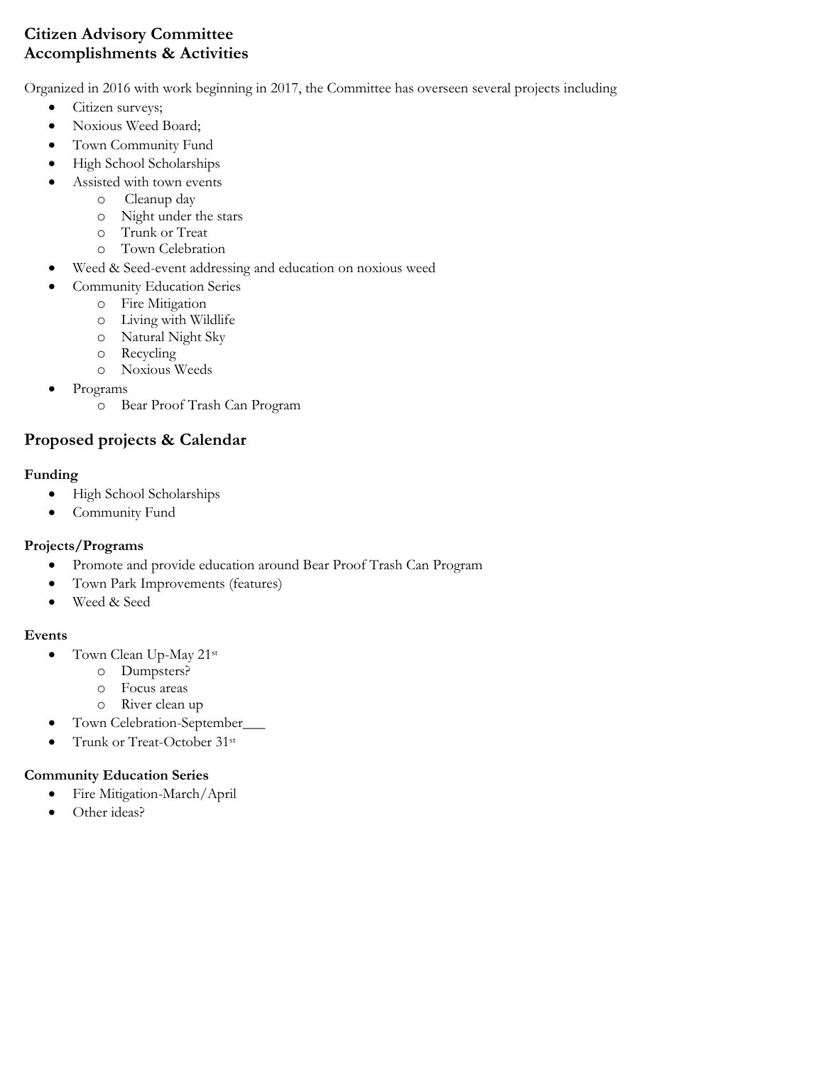**Citizen Advisory Committee**
**Accomplishments & Activities**

Organized in 2016 with work beginning in 2017, the Committee has overseen several projects including

- Citizen surveys;
- Noxious Weed Board;
- Town Community Fund
- High School Scholarships
- Assisted with town events
  - Cleanup day
  - Night under the stars
  - Trunk or Treat
  - Town Celebration
- Weed & Seed-event addressing and education on noxious weed
- Community Education Series
  - Fire Mitigation
  - Living with Wildlife
  - Natural Night Sky
  - Recycling
  - Noxious Weeds
- Programs
  - Bear Proof Trash Can Program

## Proposed projects & Calendar

**Funding**

- High School Scholarships
- Community Fund

**Projects/Programs**

- Promote and provide education around Bear Proof Trash Can Program
- Town Park Improvements (features)
- Weed & Seed

**Events**

- Town Clean Up-May 21st
  - Dumpsters?
  - Focus areas
  - River clean up
- Town Celebration-September___
- Trunk or Treat-October 31st

**Community Education Series**

- Fire Mitigation-March/April
- Other ideas?